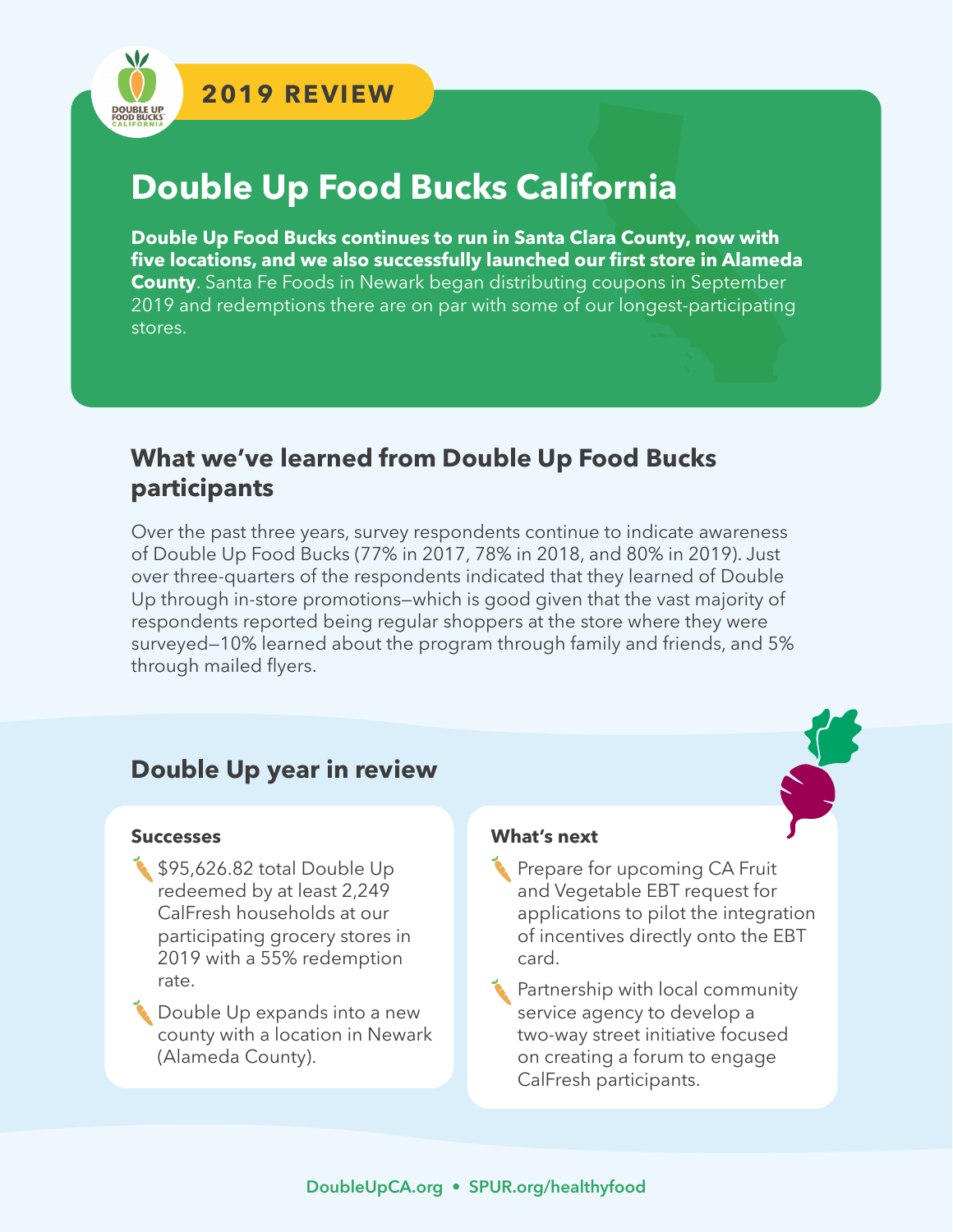2019 REVIEW

# Double Up Food Bucks California

**Double Up Food Bucks continues to run in Santa Clara County, now with five locations, and we also successfully launched our first store in Alameda County**. Santa Fe Foods in Newark began distributing coupons in September 2019 and redemptions there are on par with some of our longest-participating stores.

## What we've learned from Double Up Food Bucks participants

Over the past three years, survey respondents continue to indicate awareness of Double Up Food Bucks (77% in 2017, 78% in 2018, and 80% in 2019). Just over three-quarters of the respondents indicated that they learned of Double Up through in-store promotions—which is good given that the vast majority of respondents reported being regular shoppers at the store where they were surveyed—10% learned about the program through family and friends, and 5% through mailed flyers.

## Double Up year in review

### Successes

- $95,626.82 total Double Up redeemed by at least 2,249 CalFresh households at our participating grocery stores in 2019 with a 55% redemption rate.
- Double Up expands into a new county with a location in Newark (Alameda County).

### What's next

- Prepare for upcoming CA Fruit and Vegetable EBT request for applications to pilot the integration of incentives directly onto the EBT card.
- Partnership with local community service agency to develop a two-way street initiative focused on creating a forum to engage CalFresh participants.

DoubleUpCA.org • SPUR.org/healthyfood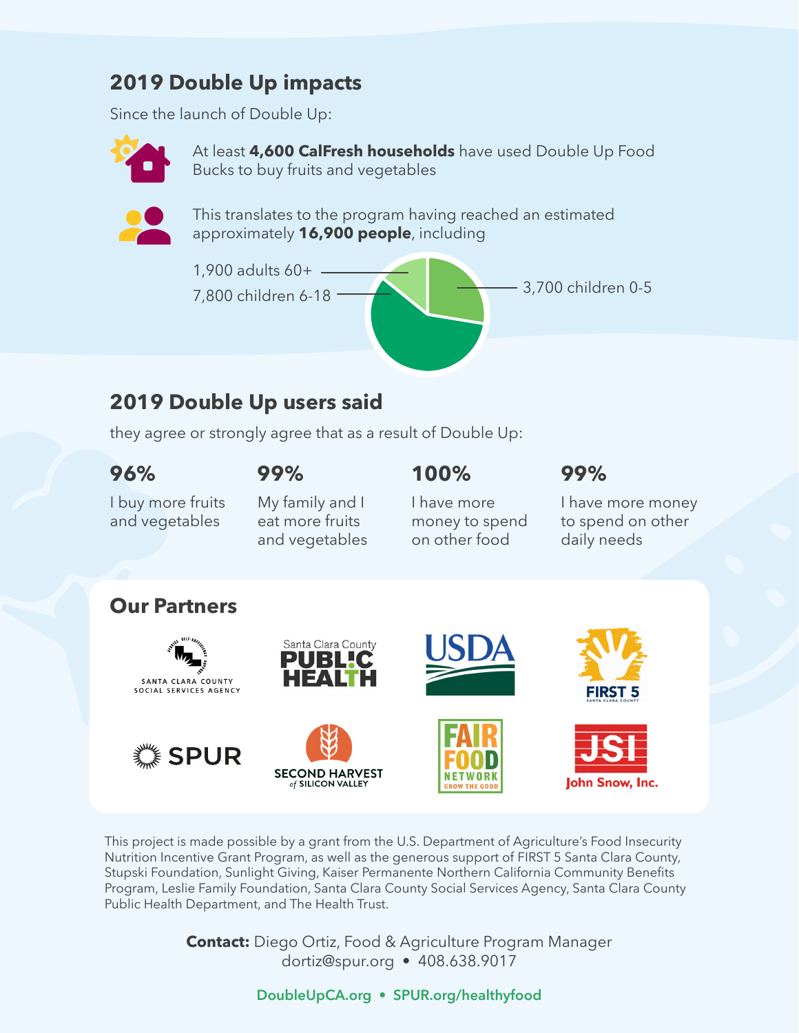## 2019 Double Up impacts

Since the launch of Double Up:

At least **4,600 CalFresh households** have used Double Up Food Bucks to buy fruits and vegetables

This translates to the program having reached an estimated approximately **16,900 people**, including

1,900 adults 60+

7,800 children 6-18

3,700 children 0-5

## 2019 Double Up users said

they agree or strongly agree that as a result of Double Up:

**96%**
I buy more fruits and vegetables

**99%**
My family and I eat more fruits and vegetables

**100%**
I have more money to spend on other food

**99%**
I have more money to spend on other daily needs

## Our Partners

Santa Clara County Social Services Agency

Santa Clara County Public Health

USDA

FIRST 5 Santa Clara County

SPUR

Second Harvest of Silicon Valley

Fair Food Network — Grow the Good

JSI — John Snow, Inc.

This project is made possible by a grant from the U.S. Department of Agriculture's Food Insecurity Nutrition Incentive Grant Program, as well as the generous support of FIRST 5 Santa Clara County, Stupski Foundation, Sunlight Giving, Kaiser Permanente Northern California Community Benefits Program, Leslie Family Foundation, Santa Clara County Social Services Agency, Santa Clara County Public Health Department, and The Health Trust.

**Contact:** Diego Ortiz, Food & Agriculture Program Manager
dortiz@spur.org • 408.638.9017

DoubleUpCA.org • SPUR.org/healthyfood